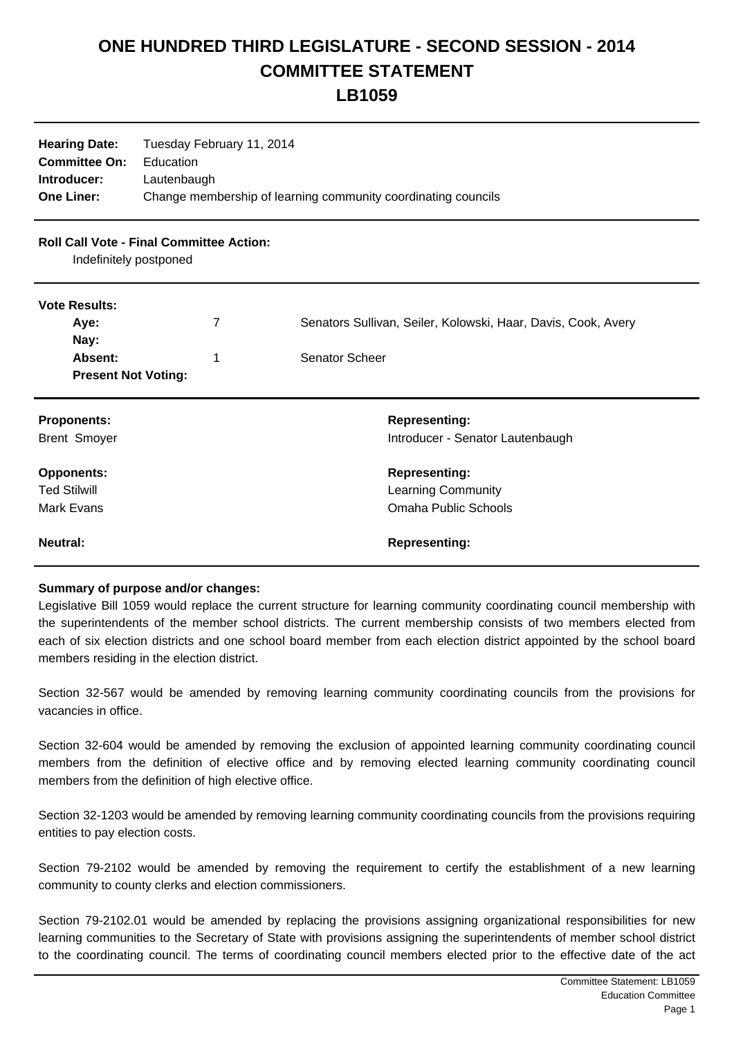# ONE HUNDRED THIRD LEGISLATURE - SECOND SESSION - 2014
# COMMITTEE STATEMENT
# LB1059

**Hearing Date:** Tuesday February 11, 2014
**Committee On:** Education
**Introducer:** Lautenbaugh
**One Liner:** Change membership of learning community coordinating councils

**Roll Call Vote - Final Committee Action:**
Indefinitely postponed

**Vote Results:**

| | | |
|---|---|---|
| **Aye:** | 7 | Senators Sullivan, Seiler, Kolowski, Haar, Davis, Cook, Avery |
| **Nay:** | | |
| **Absent:** | 1 | Senator Scheer |
| **Present Not Voting:** | | |

| **Proponents:** | **Representing:** |
|---|---|
| Brent Smoyer | Introducer - Senator Lautenbaugh |
| **Opponents:** | **Representing:** |
| Ted Stilwill | Learning Community |
| Mark Evans | Omaha Public Schools |
| **Neutral:** | **Representing:** |

**Summary of purpose and/or changes:**

Legislative Bill 1059 would replace the current structure for learning community coordinating council membership with the superintendents of the member school districts. The current membership consists of two members elected from each of six election districts and one school board member from each election district appointed by the school board members residing in the election district.

Section 32-567 would be amended by removing learning community coordinating councils from the provisions for vacancies in office.

Section 32-604 would be amended by removing the exclusion of appointed learning community coordinating council members from the definition of elective office and by removing elected learning community coordinating council members from the definition of high elective office.

Section 32-1203 would be amended by removing learning community coordinating councils from the provisions requiring entities to pay election costs.

Section 79-2102 would be amended by removing the requirement to certify the establishment of a new learning community to county clerks and election commissioners.

Section 79-2102.01 would be amended by replacing the provisions assigning organizational responsibilities for new learning communities to the Secretary of State with provisions assigning the superintendents of member school district to the coordinating council. The terms of coordinating council members elected prior to the effective date of the act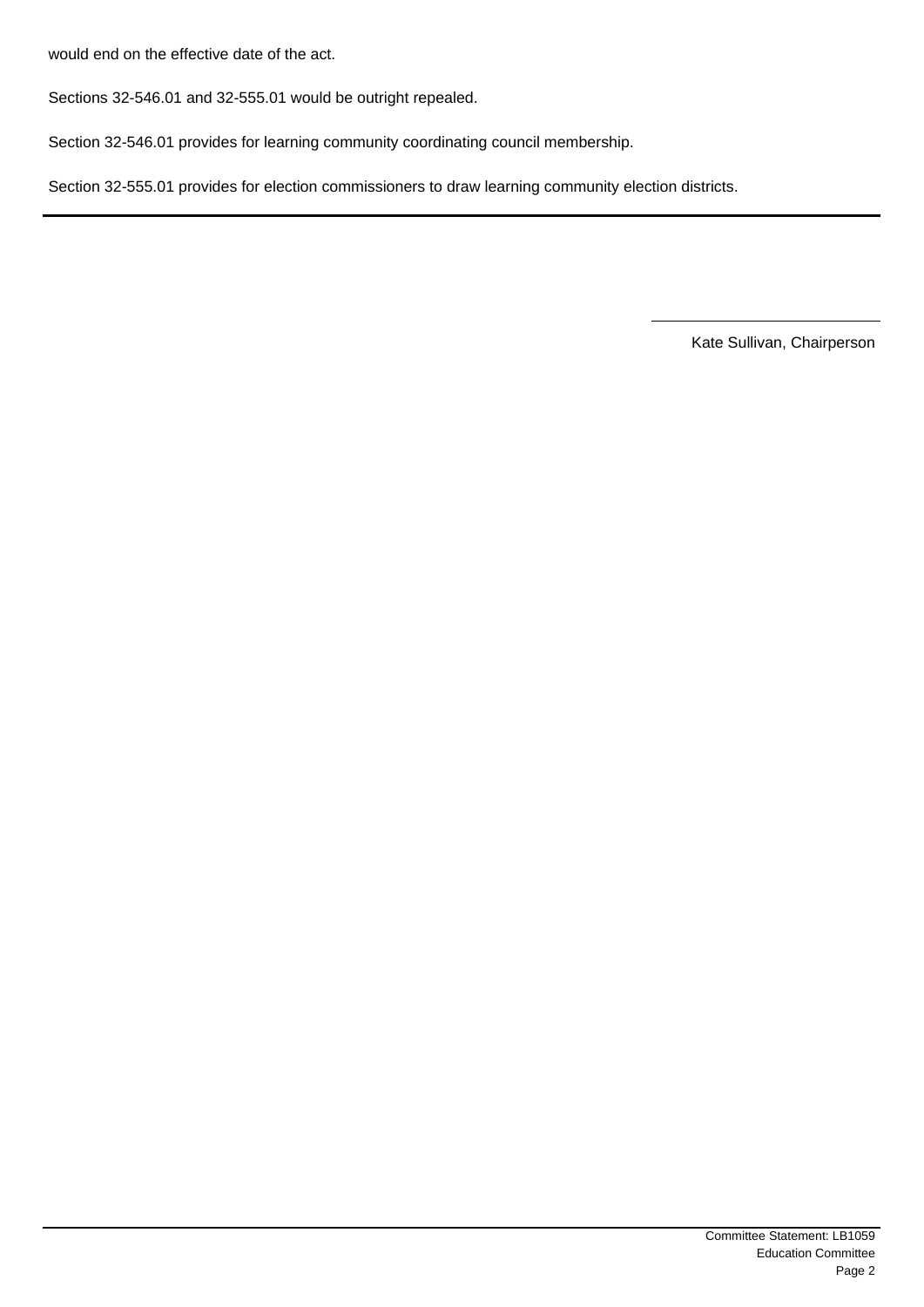would end on the effective date of the act.

Sections 32-546.01 and 32-555.01 would be outright repealed.

Section 32-546.01 provides for learning community coordinating council membership.

Section 32-555.01 provides for election commissioners to draw learning community election districts.

---

Kate Sullivan, Chairperson